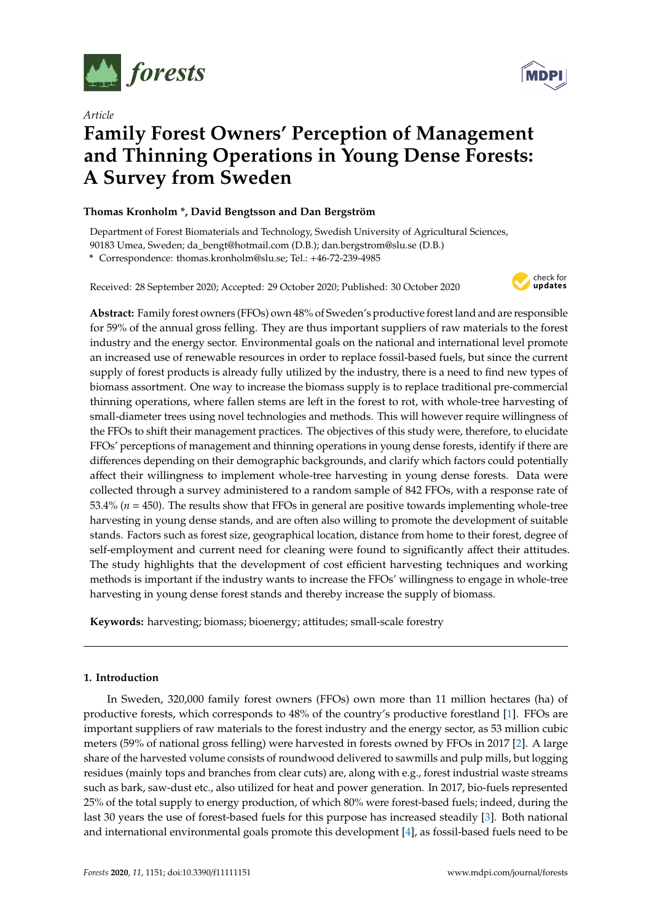*Article*

# Family Forest Owners' Perception of Management and Thinning Operations in Young Dense Forests: A Survey from Sweden

**Thomas Kronholm *, David Bengtsson and Dan Bergström**

Department of Forest Biomaterials and Technology, Swedish University of Agricultural Sciences, 90183 Umea, Sweden; da_bengt@hotmail.com (D.B.); dan.bergstrom@slu.se (D.B.)

* Correspondence: thomas.kronholm@slu.se; Tel.: +46-72-239-4985

Received: 28 September 2020; Accepted: 29 October 2020; Published: 30 October 2020

**Abstract:** Family forest owners (FFOs) own 48% of Sweden's productive forest land and are responsible for 59% of the annual gross felling. They are thus important suppliers of raw materials to the forest industry and the energy sector. Environmental goals on the national and international level promote an increased use of renewable resources in order to replace fossil-based fuels, but since the current supply of forest products is already fully utilized by the industry, there is a need to find new types of biomass assortment. One way to increase the biomass supply is to replace traditional pre-commercial thinning operations, where fallen stems are left in the forest to rot, with whole-tree harvesting of small-diameter trees using novel technologies and methods. This will however require willingness of the FFOs to shift their management practices. The objectives of this study were, therefore, to elucidate FFOs' perceptions of management and thinning operations in young dense forests, identify if there are differences depending on their demographic backgrounds, and clarify which factors could potentially affect their willingness to implement whole-tree harvesting in young dense forests. Data were collected through a survey administered to a random sample of 842 FFOs, with a response rate of 53.4% ($n = 450$). The results show that FFOs in general are positive towards implementing whole-tree harvesting in young dense stands, and are often also willing to promote the development of suitable stands. Factors such as forest size, geographical location, distance from home to their forest, degree of self-employment and current need for cleaning were found to significantly affect their attitudes. The study highlights that the development of cost efficient harvesting techniques and working methods is important if the industry wants to increase the FFOs' willingness to engage in whole-tree harvesting in young dense forest stands and thereby increase the supply of biomass.

**Keywords:** harvesting; biomass; bioenergy; attitudes; small-scale forestry

## 1. Introduction

In Sweden, 320,000 family forest owners (FFOs) own more than 11 million hectares (ha) of productive forests, which corresponds to 48% of the country's productive forestland [1]. FFOs are important suppliers of raw materials to the forest industry and the energy sector, as 53 million cubic meters (59% of national gross felling) were harvested in forests owned by FFOs in 2017 [2]. A large share of the harvested volume consists of roundwood delivered to sawmills and pulp mills, but logging residues (mainly tops and branches from clear cuts) are, along with e.g., forest industrial waste streams such as bark, saw-dust etc., also utilized for heat and power generation. In 2017, bio-fuels represented 25% of the total supply to energy production, of which 80% were forest-based fuels; indeed, during the last 30 years the use of forest-based fuels for this purpose has increased steadily [3]. Both national and international environmental goals promote this development [4], as fossil-based fuels need to be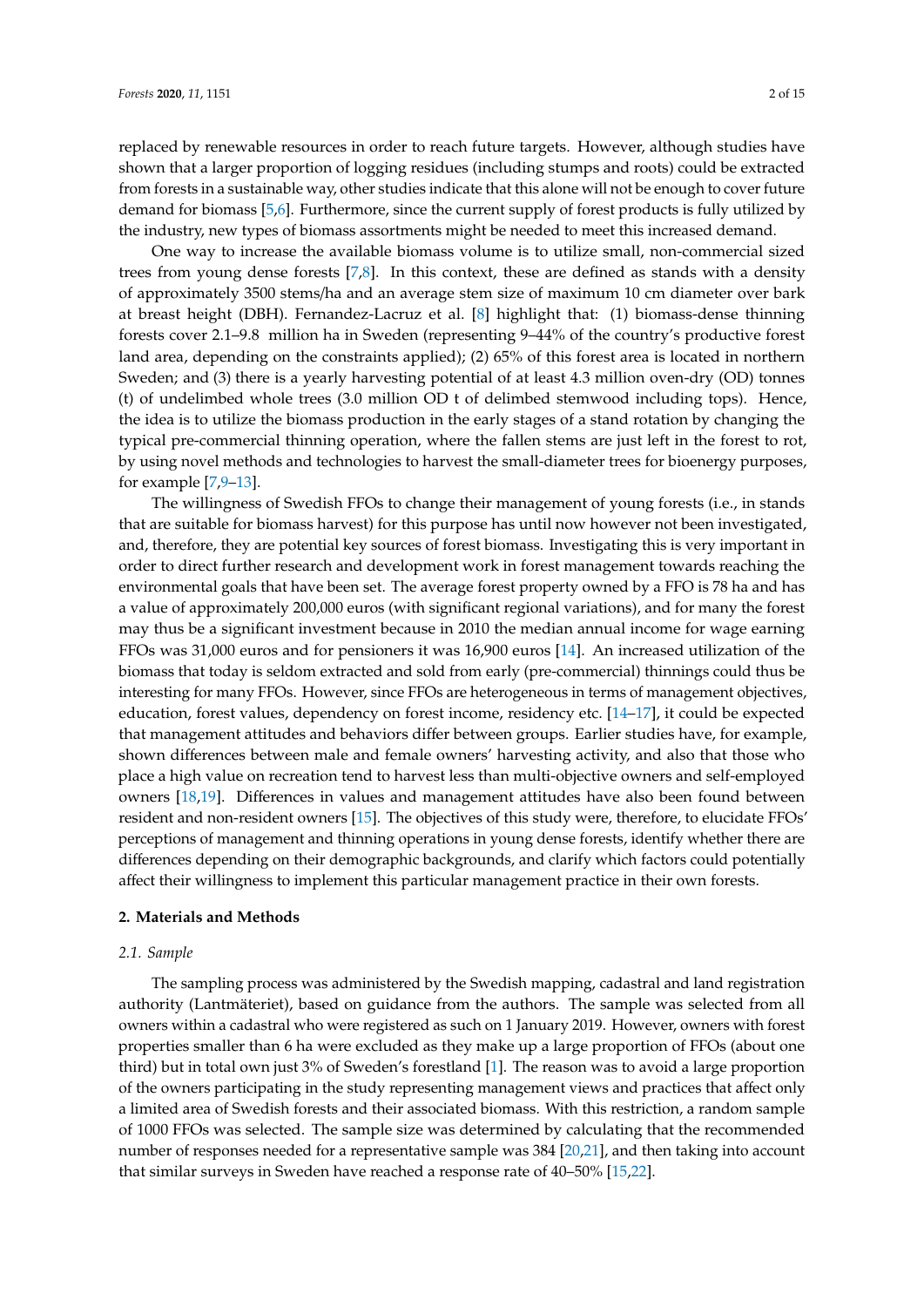replaced by renewable resources in order to reach future targets. However, although studies have shown that a larger proportion of logging residues (including stumps and roots) could be extracted from forests in a sustainable way, other studies indicate that this alone will not be enough to cover future demand for biomass [5,6]. Furthermore, since the current supply of forest products is fully utilized by the industry, new types of biomass assortments might be needed to meet this increased demand.

One way to increase the available biomass volume is to utilize small, non-commercial sized trees from young dense forests [7,8]. In this context, these are defined as stands with a density of approximately 3500 stems/ha and an average stem size of maximum 10 cm diameter over bark at breast height (DBH). Fernandez-Lacruz et al. [8] highlight that: (1) biomass-dense thinning forests cover 2.1–9.8 million ha in Sweden (representing 9–44% of the country's productive forest land area, depending on the constraints applied); (2) 65% of this forest area is located in northern Sweden; and (3) there is a yearly harvesting potential of at least 4.3 million oven-dry (OD) tonnes (t) of undelimbed whole trees (3.0 million OD t of delimbed stemwood including tops). Hence, the idea is to utilize the biomass production in the early stages of a stand rotation by changing the typical pre-commercial thinning operation, where the fallen stems are just left in the forest to rot, by using novel methods and technologies to harvest the small-diameter trees for bioenergy purposes, for example [7,9–13].

The willingness of Swedish FFOs to change their management of young forests (i.e., in stands that are suitable for biomass harvest) for this purpose has until now however not been investigated, and, therefore, they are potential key sources of forest biomass. Investigating this is very important in order to direct further research and development work in forest management towards reaching the environmental goals that have been set. The average forest property owned by a FFO is 78 ha and has a value of approximately 200,000 euros (with significant regional variations), and for many the forest may thus be a significant investment because in 2010 the median annual income for wage earning FFOs was 31,000 euros and for pensioners it was 16,900 euros [14]. An increased utilization of the biomass that today is seldom extracted and sold from early (pre-commercial) thinnings could thus be interesting for many FFOs. However, since FFOs are heterogeneous in terms of management objectives, education, forest values, dependency on forest income, residency etc. [14–17], it could be expected that management attitudes and behaviors differ between groups. Earlier studies have, for example, shown differences between male and female owners' harvesting activity, and also that those who place a high value on recreation tend to harvest less than multi-objective owners and self-employed owners [18,19]. Differences in values and management attitudes have also been found between resident and non-resident owners [15]. The objectives of this study were, therefore, to elucidate FFOs' perceptions of management and thinning operations in young dense forests, identify whether there are differences depending on their demographic backgrounds, and clarify which factors could potentially affect their willingness to implement this particular management practice in their own forests.

## 2. Materials and Methods

### 2.1. Sample

The sampling process was administered by the Swedish mapping, cadastral and land registration authority (Lantmäteriet), based on guidance from the authors. The sample was selected from all owners within a cadastral who were registered as such on 1 January 2019. However, owners with forest properties smaller than 6 ha were excluded as they make up a large proportion of FFOs (about one third) but in total own just 3% of Sweden's forestland [1]. The reason was to avoid a large proportion of the owners participating in the study representing management views and practices that affect only a limited area of Swedish forests and their associated biomass. With this restriction, a random sample of 1000 FFOs was selected. The sample size was determined by calculating that the recommended number of responses needed for a representative sample was 384 [20,21], and then taking into account that similar surveys in Sweden have reached a response rate of 40–50% [15,22].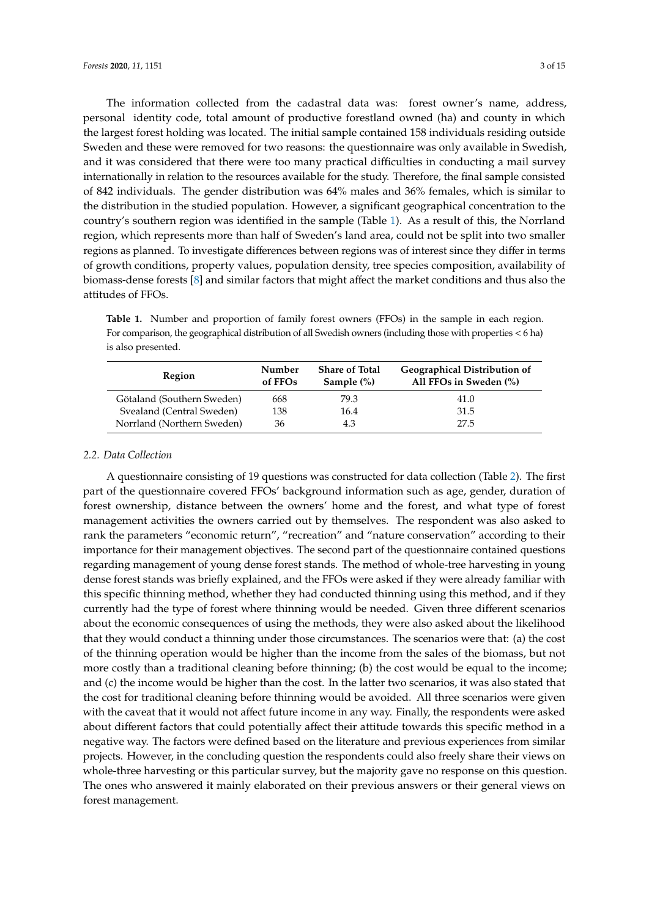The information collected from the cadastral data was: forest owner's name, address, personal identity code, total amount of productive forestland owned (ha) and county in which the largest forest holding was located. The initial sample contained 158 individuals residing outside Sweden and these were removed for two reasons: the questionnaire was only available in Swedish, and it was considered that there were too many practical difficulties in conducting a mail survey internationally in relation to the resources available for the study. Therefore, the final sample consisted of 842 individuals. The gender distribution was 64% males and 36% females, which is similar to the distribution in the studied population. However, a significant geographical concentration to the country's southern region was identified in the sample (Table 1). As a result of this, the Norrland region, which represents more than half of Sweden's land area, could not be split into two smaller regions as planned. To investigate differences between regions was of interest since they differ in terms of growth conditions, property values, population density, tree species composition, availability of biomass-dense forests [8] and similar factors that might affect the market conditions and thus also the attitudes of FFOs.

**Table 1.** Number and proportion of family forest owners (FFOs) in the sample in each region. For comparison, the geographical distribution of all Swedish owners (including those with properties < 6 ha) is also presented.

| Region | Number of FFOs | Share of Total Sample (%) | Geographical Distribution of All FFOs in Sweden (%) |
|---|---|---|---|
| Götaland (Southern Sweden) | 668 | 79.3 | 41.0 |
| Svealand (Central Sweden) | 138 | 16.4 | 31.5 |
| Norrland (Northern Sweden) | 36 | 4.3 | 27.5 |

### 2.2. Data Collection

A questionnaire consisting of 19 questions was constructed for data collection (Table 2). The first part of the questionnaire covered FFOs' background information such as age, gender, duration of forest ownership, distance between the owners' home and the forest, and what type of forest management activities the owners carried out by themselves. The respondent was also asked to rank the parameters "economic return", "recreation" and "nature conservation" according to their importance for their management objectives. The second part of the questionnaire contained questions regarding management of young dense forest stands. The method of whole-tree harvesting in young dense forest stands was briefly explained, and the FFOs were asked if they were already familiar with this specific thinning method, whether they had conducted thinning using this method, and if they currently had the type of forest where thinning would be needed. Given three different scenarios about the economic consequences of using the methods, they were also asked about the likelihood that they would conduct a thinning under those circumstances. The scenarios were that: (a) the cost of the thinning operation would be higher than the income from the sales of the biomass, but not more costly than a traditional cleaning before thinning; (b) the cost would be equal to the income; and (c) the income would be higher than the cost. In the latter two scenarios, it was also stated that the cost for traditional cleaning before thinning would be avoided. All three scenarios were given with the caveat that it would not affect future income in any way. Finally, the respondents were asked about different factors that could potentially affect their attitude towards this specific method in a negative way. The factors were defined based on the literature and previous experiences from similar projects. However, in the concluding question the respondents could also freely share their views on whole-three harvesting or this particular survey, but the majority gave no response on this question. The ones who answered it mainly elaborated on their previous answers or their general views on forest management.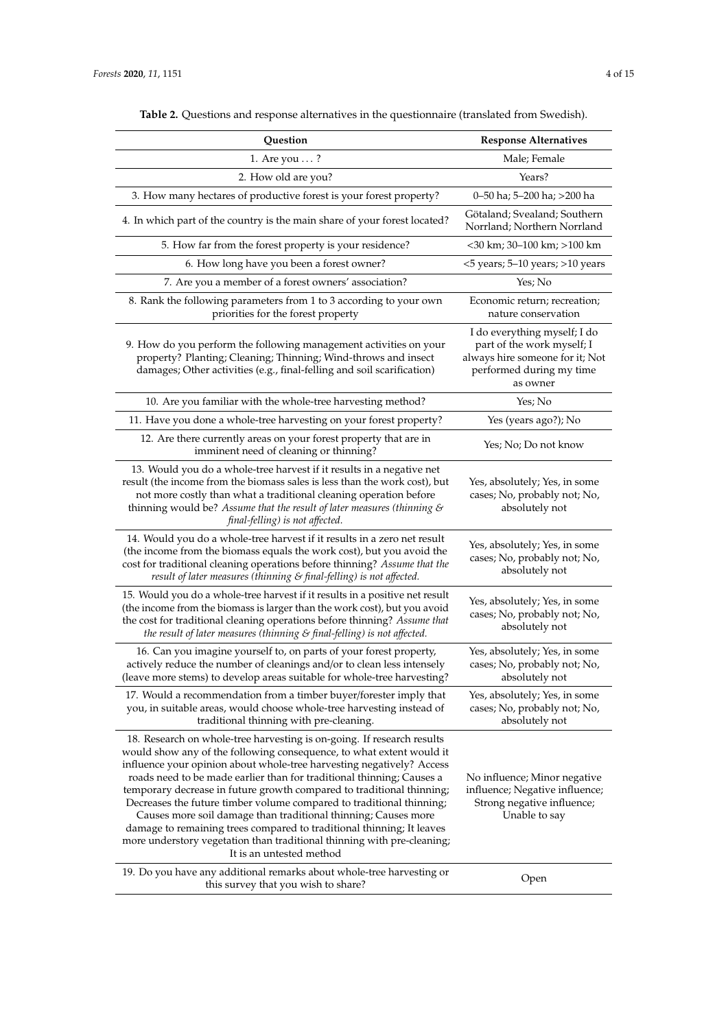**Table 2.** Questions and response alternatives in the questionnaire (translated from Swedish).

| Question | Response Alternatives |
| --- | --- |
| 1. Are you . . . ? | Male; Female |
| 2. How old are you? | Years? |
| 3. How many hectares of productive forest is your forest property? | 0–50 ha; 5–200 ha; >200 ha |
| 4. In which part of the country is the main share of your forest located? | Götaland; Svealand; Southern Norrland; Northern Norrland |
| 5. How far from the forest property is your residence? | <30 km; 30–100 km; >100 km |
| 6. How long have you been a forest owner? | <5 years; 5–10 years; >10 years |
| 7. Are you a member of a forest owners' association? | Yes; No |
| 8. Rank the following parameters from 1 to 3 according to your own priorities for the forest property | Economic return; recreation; nature conservation |
| 9. How do you perform the following management activities on your property? Planting; Cleaning; Thinning; Wind-throws and insect damages; Other activities (e.g., final-felling and soil scarification) | I do everything myself; I do part of the work myself; I always hire someone for it; Not performed during my time as owner |
| 10. Are you familiar with the whole-tree harvesting method? | Yes; No |
| 11. Have you done a whole-tree harvesting on your forest property? | Yes (years ago?); No |
| 12. Are there currently areas on your forest property that are in imminent need of cleaning or thinning? | Yes; No; Do not know |
| 13. Would you do a whole-tree harvest if it results in a negative net result (the income from the biomass sales is less than the work cost), but not more costly than what a traditional cleaning operation before thinning would be? *Assume that the result of later measures (thinning & final-felling) is not affected.* | Yes, absolutely; Yes, in some cases; No, probably not; No, absolutely not |
| 14. Would you do a whole-tree harvest if it results in a zero net result (the income from the biomass equals the work cost), but you avoid the cost for traditional cleaning operations before thinning? *Assume that the result of later measures (thinning & final-felling) is not affected.* | Yes, absolutely; Yes, in some cases; No, probably not; No, absolutely not |
| 15. Would you do a whole-tree harvest if it results in a positive net result (the income from the biomass is larger than the work cost), but you avoid the cost for traditional cleaning operations before thinning? *Assume that the result of later measures (thinning & final-felling) is not affected.* | Yes, absolutely; Yes, in some cases; No, probably not; No, absolutely not |
| 16. Can you imagine yourself to, on parts of your forest property, actively reduce the number of cleanings and/or to clean less intensely (leave more stems) to develop areas suitable for whole-tree harvesting? | Yes, absolutely; Yes, in some cases; No, probably not; No, absolutely not |
| 17. Would a recommendation from a timber buyer/forester imply that you, in suitable areas, would choose whole-tree harvesting instead of traditional thinning with pre-cleaning. | Yes, absolutely; Yes, in some cases; No, probably not; No, absolutely not |
| 18. Research on whole-tree harvesting is on-going. If research results would show any of the following consequence, to what extent would it influence your opinion about whole-tree harvesting negatively? Access roads need to be made earlier than for traditional thinning; Causes a temporary decrease in future growth compared to traditional thinning; Decreases the future timber volume compared to traditional thinning; Causes more soil damage than traditional thinning; Causes more damage to remaining trees compared to traditional thinning; It leaves more understory vegetation than traditional thinning with pre-cleaning; It is an untested method | No influence; Minor negative influence; Negative influence; Strong negative influence; Unable to say |
| 19. Do you have any additional remarks about whole-tree harvesting or this survey that you wish to share? | Open |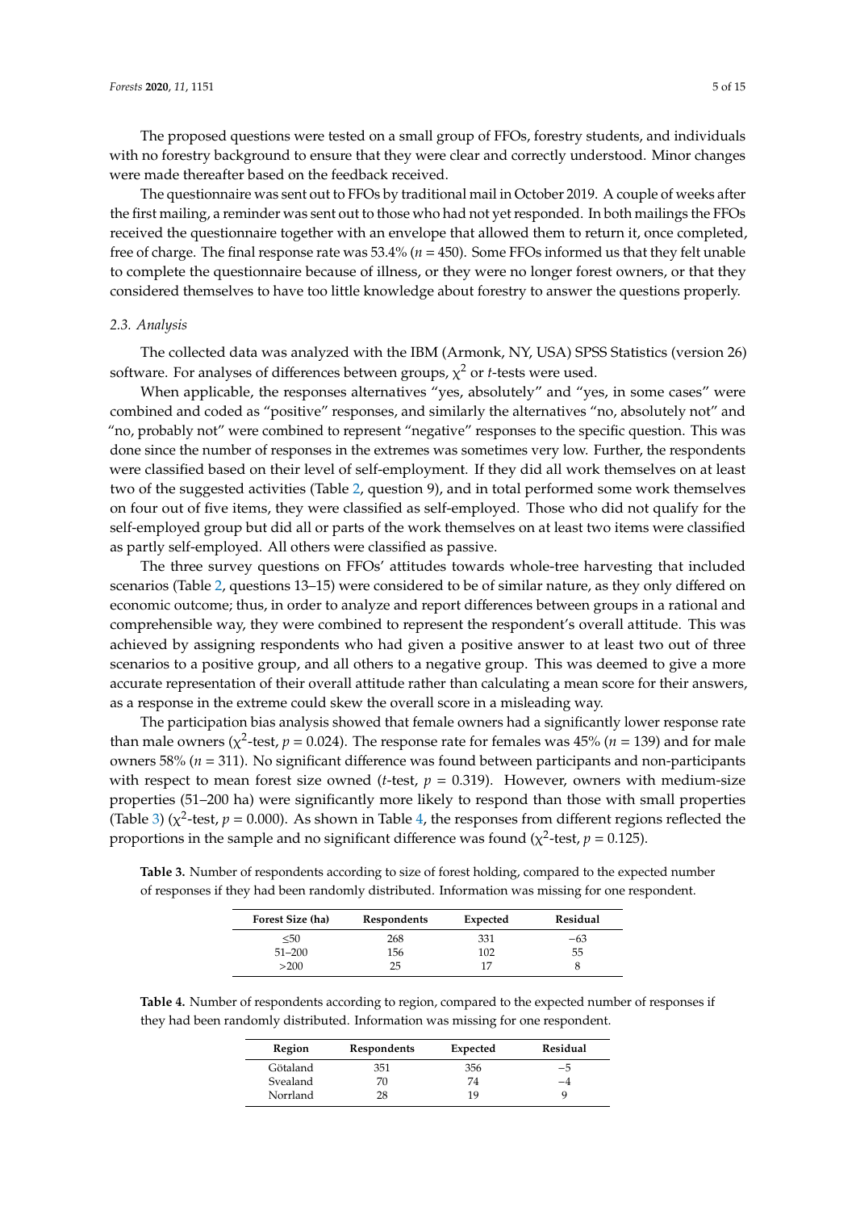The proposed questions were tested on a small group of FFOs, forestry students, and individuals with no forestry background to ensure that they were clear and correctly understood. Minor changes were made thereafter based on the feedback received.

The questionnaire was sent out to FFOs by traditional mail in October 2019. A couple of weeks after the first mailing, a reminder was sent out to those who had not yet responded. In both mailings the FFOs received the questionnaire together with an envelope that allowed them to return it, once completed, free of charge. The final response rate was 53.4% (*n* = 450). Some FFOs informed us that they felt unable to complete the questionnaire because of illness, or they were no longer forest owners, or that they considered themselves to have too little knowledge about forestry to answer the questions properly.

### *2.3. Analysis*

The collected data was analyzed with the IBM (Armonk, NY, USA) SPSS Statistics (version 26) software. For analyses of differences between groups, $\chi^2$ or *t*-tests were used.

When applicable, the responses alternatives "yes, absolutely" and "yes, in some cases" were combined and coded as "positive" responses, and similarly the alternatives "no, absolutely not" and "no, probably not" were combined to represent "negative" responses to the specific question. This was done since the number of responses in the extremes was sometimes very low. Further, the respondents were classified based on their level of self-employment. If they did all work themselves on at least two of the suggested activities (Table 2, question 9), and in total performed some work themselves on four out of five items, they were classified as self-employed. Those who did not qualify for the self-employed group but did all or parts of the work themselves on at least two items were classified as partly self-employed. All others were classified as passive.

The three survey questions on FFOs' attitudes towards whole-tree harvesting that included scenarios (Table 2, questions 13–15) were considered to be of similar nature, as they only differed on economic outcome; thus, in order to analyze and report differences between groups in a rational and comprehensible way, they were combined to represent the respondent's overall attitude. This was achieved by assigning respondents who had given a positive answer to at least two out of three scenarios to a positive group, and all others to a negative group. This was deemed to give a more accurate representation of their overall attitude rather than calculating a mean score for their answers, as a response in the extreme could skew the overall score in a misleading way.

The participation bias analysis showed that female owners had a significantly lower response rate than male owners ($\chi^2$-test, $p = 0.024$). The response rate for females was 45% (*n* = 139) and for male owners 58% (*n* = 311). No significant difference was found between participants and non-participants with respect to mean forest size owned (*t*-test, $p = 0.319$). However, owners with medium-size properties (51–200 ha) were significantly more likely to respond than those with small properties (Table 3) ($\chi^2$-test, $p = 0.000$). As shown in Table 4, the responses from different regions reflected the proportions in the sample and no significant difference was found ($\chi^2$-test, $p = 0.125$).

**Table 3.** Number of respondents according to size of forest holding, compared to the expected number of responses if they had been randomly distributed. Information was missing for one respondent.

| Forest Size (ha) | Respondents | Expected | Residual |
|---|---|---|---|
| ≤50 | 268 | 331 | −63 |
| 51–200 | 156 | 102 | 55 |
| >200 | 25 | 17 | 8 |

**Table 4.** Number of respondents according to region, compared to the expected number of responses if they had been randomly distributed. Information was missing for one respondent.

| Region | Respondents | Expected | Residual |
|---|---|---|---|
| Götaland | 351 | 356 | −5 |
| Svealand | 70 | 74 | −4 |
| Norrland | 28 | 19 | 9 |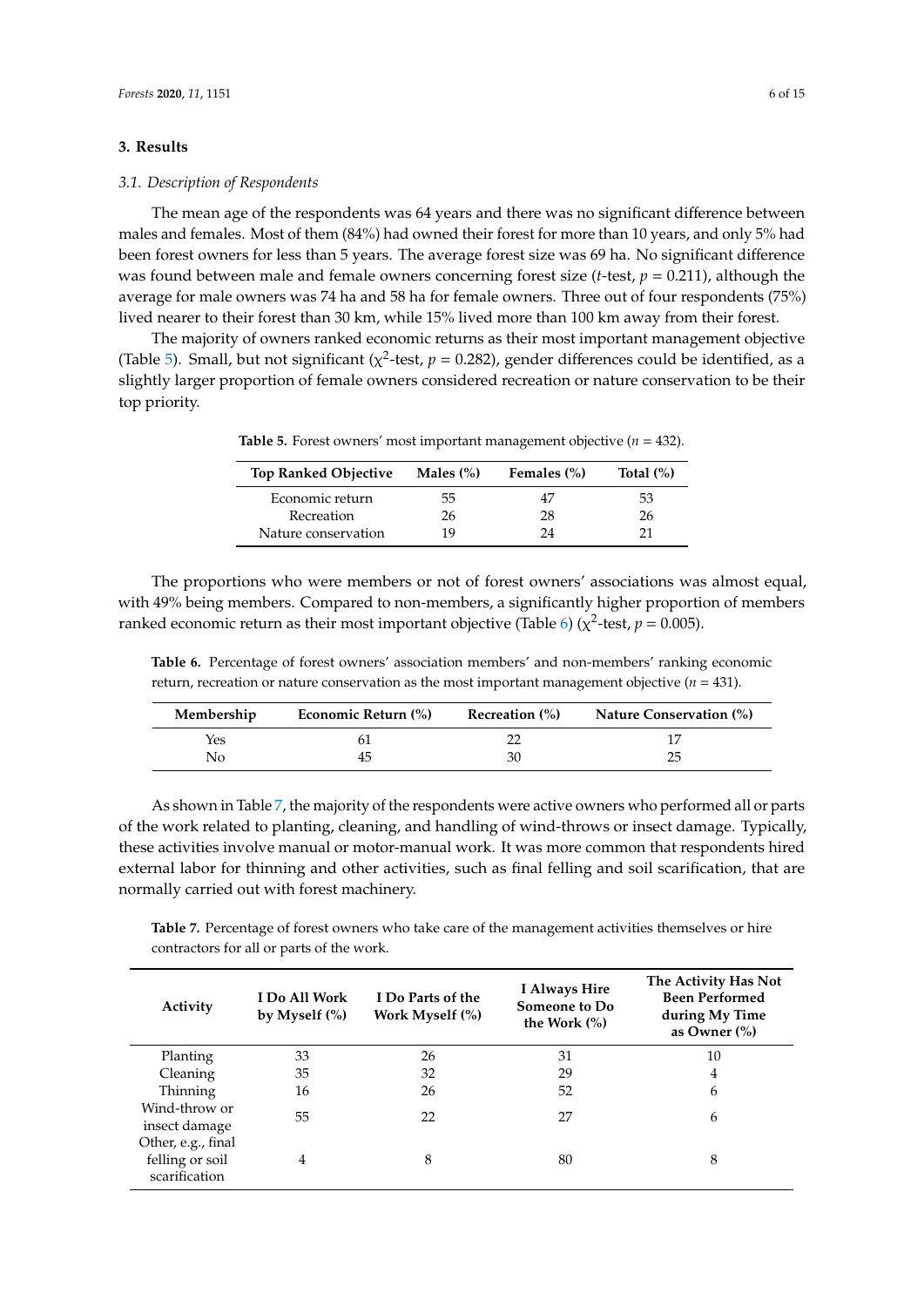## 3. Results

### 3.1. Description of Respondents

The mean age of the respondents was 64 years and there was no significant difference between males and females. Most of them (84%) had owned their forest for more than 10 years, and only 5% had been forest owners for less than 5 years. The average forest size was 69 ha. No significant difference was found between male and female owners concerning forest size (*t*-test, $p = 0.211$), although the average for male owners was 74 ha and 58 ha for female owners. Three out of four respondents (75%) lived nearer to their forest than 30 km, while 15% lived more than 100 km away from their forest.

The majority of owners ranked economic returns as their most important management objective (Table 5). Small, but not significant ($\chi^2$-test, $p = 0.282$), gender differences could be identified, as a slightly larger proportion of female owners considered recreation or nature conservation to be their top priority.

**Table 5.** Forest owners' most important management objective ($n = 432$).

| Top Ranked Objective | Males (%) | Females (%) | Total (%) |
|---|---|---|---|
| Economic return | 55 | 47 | 53 |
| Recreation | 26 | 28 | 26 |
| Nature conservation | 19 | 24 | 21 |

The proportions who were members or not of forest owners' associations was almost equal, with 49% being members. Compared to non-members, a significantly higher proportion of members ranked economic return as their most important objective (Table 6) ($\chi^2$-test, $p = 0.005$).

**Table 6.** Percentage of forest owners' association members' and non-members' ranking economic return, recreation or nature conservation as the most important management objective ($n = 431$).

| Membership | Economic Return (%) | Recreation (%) | Nature Conservation (%) |
|---|---|---|---|
| Yes | 61 | 22 | 17 |
| No | 45 | 30 | 25 |

As shown in Table 7, the majority of the respondents were active owners who performed all or parts of the work related to planting, cleaning, and handling of wind-throws or insect damage. Typically, these activities involve manual or motor-manual work. It was more common that respondents hired external labor for thinning and other activities, such as final felling and soil scarification, that are normally carried out with forest machinery.

**Table 7.** Percentage of forest owners who take care of the management activities themselves or hire contractors for all or parts of the work.

| Activity | I Do All Work by Myself (%) | I Do Parts of the Work Myself (%) | I Always Hire Someone to Do the Work (%) | The Activity Has Not Been Performed during My Time as Owner (%) |
|---|---|---|---|---|
| Planting | 33 | 26 | 31 | 10 |
| Cleaning | 35 | 32 | 29 | 4 |
| Thinning | 16 | 26 | 52 | 6 |
| Wind-throw or insect damage | 55 | 22 | 27 | 6 |
| Other, e.g., final felling or soil scarification | 4 | 8 | 80 | 8 |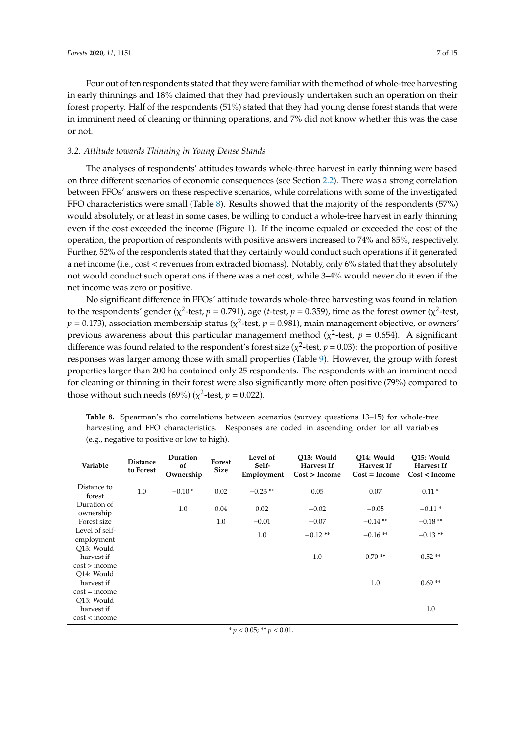Four out of ten respondents stated that they were familiar with the method of whole-tree harvesting in early thinnings and 18% claimed that they had previously undertaken such an operation on their forest property. Half of the respondents (51%) stated that they had young dense forest stands that were in imminent need of cleaning or thinning operations, and 7% did not know whether this was the case or not.

### 3.2. Attitude towards Thinning in Young Dense Stands

The analyses of respondents' attitudes towards whole-three harvest in early thinning were based on three different scenarios of economic consequences (see Section 2.2). There was a strong correlation between FFOs' answers on these respective scenarios, while correlations with some of the investigated FFO characteristics were small (Table 8). Results showed that the majority of the respondents (57%) would absolutely, or at least in some cases, be willing to conduct a whole-tree harvest in early thinning even if the cost exceeded the income (Figure 1). If the income equaled or exceeded the cost of the operation, the proportion of respondents with positive answers increased to 74% and 85%, respectively. Further, 52% of the respondents stated that they certainly would conduct such operations if it generated a net income (i.e., cost < revenues from extracted biomass). Notably, only 6% stated that they absolutely not would conduct such operations if there was a net cost, while 3–4% would never do it even if the net income was zero or positive.

No significant difference in FFOs' attitude towards whole-three harvesting was found in relation to the respondents' gender ($\chi^2$-test, $p = 0.791$), age ($t$-test, $p = 0.359$), time as the forest owner ($\chi^2$-test, $p = 0.173$), association membership status ($\chi^2$-test, $p = 0.981$), main management objective, or owners' previous awareness about this particular management method ($\chi^2$-test, $p = 0.654$). A significant difference was found related to the respondent's forest size ($\chi^2$-test, $p = 0.03$): the proportion of positive responses was larger among those with small properties (Table 9). However, the group with forest properties larger than 200 ha contained only 25 respondents. The respondents with an imminent need for cleaning or thinning in their forest were also significantly more often positive (79%) compared to those without such needs (69%) ($\chi^2$-test, $p = 0.022$).

**Table 8.** Spearman's rho correlations between scenarios (survey questions 13–15) for whole-tree harvesting and FFO characteristics. Responses are coded in ascending order for all variables (e.g., negative to positive or low to high).

| Variable | Distance to Forest | Duration of Ownership | Forest Size | Level of Self-Employment | Q13: Would Harvest If Cost > Income | Q14: Would Harvest If Cost = Income | Q15: Would Harvest If Cost < Income |
|---|---|---|---|---|---|---|---|
| Distance to forest | 1.0 | −0.10 * | 0.02 | −0.23 ** | 0.05 | 0.07 | 0.11 * |
| Duration of ownership | | 1.0 | 0.04 | 0.02 | −0.02 | −0.05 | −0.11 * |
| Forest size | | | 1.0 | −0.01 | −0.07 | −0.14 ** | −0.18 ** |
| Level of self-employment | | | | 1.0 | −0.12 ** | −0.16 ** | −0.13 ** |
| Q13: Would harvest if cost > income | | | | | 1.0 | 0.70 ** | 0.52 ** |
| Q14: Would harvest if cost = income | | | | | | 1.0 | 0.69 ** |
| Q15: Would harvest if cost < income | | | | | | | 1.0 |

* $p < 0.05$; ** $p < 0.01$.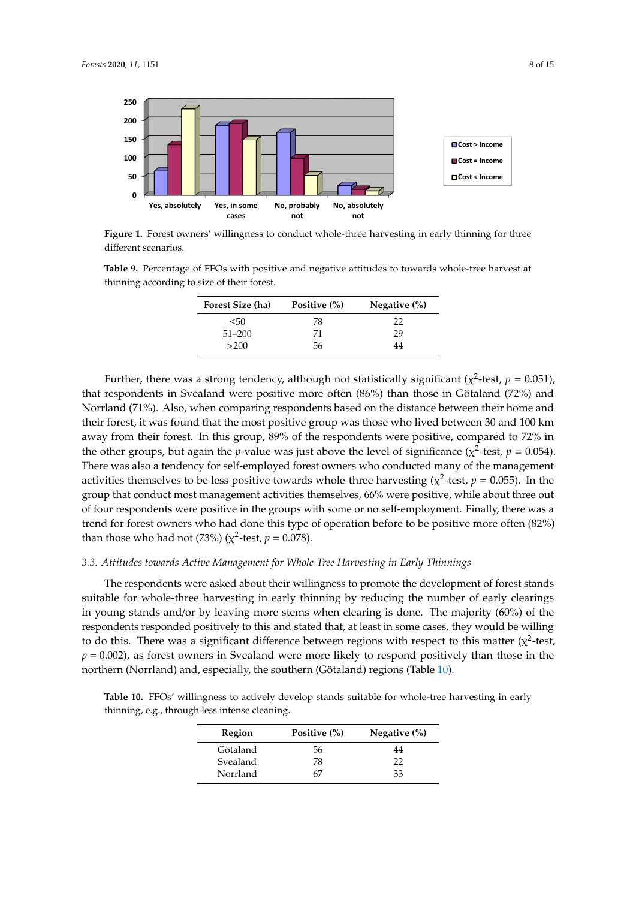Figure 1. Forest owners' willingness to conduct whole-three harvesting in early thinning for three different scenarios.

**Table 9.** Percentage of FFOs with positive and negative attitudes to towards whole-tree harvest at thinning according to size of their forest.

| Forest Size (ha) | Positive (%) | Negative (%) |
|---|---|---|
| ≤50 | 78 | 22 |
| 51–200 | 71 | 29 |
| >200 | 56 | 44 |

Further, there was a strong tendency, although not statistically significant ($\chi^2$-test, $p = 0.051$), that respondents in Svealand were positive more often (86%) than those in Götaland (72%) and Norrland (71%). Also, when comparing respondents based on the distance between their home and their forest, it was found that the most positive group was those who lived between 30 and 100 km away from their forest. In this group, 89% of the respondents were positive, compared to 72% in the other groups, but again the *p*-value was just above the level of significance ($\chi^2$-test, $p = 0.054$). There was also a tendency for self-employed forest owners who conducted many of the management activities themselves to be less positive towards whole-three harvesting ($\chi^2$-test, $p = 0.055$). In the group that conduct most management activities themselves, 66% were positive, while about three out of four respondents were positive in the groups with some or no self-employment. Finally, there was a trend for forest owners who had done this type of operation before to be positive more often (82%) than those who had not (73%) ($\chi^2$-test, $p = 0.078$).

### 3.3. Attitudes towards Active Management for Whole-Tree Harvesting in Early Thinnings

The respondents were asked about their willingness to promote the development of forest stands suitable for whole-three harvesting in early thinning by reducing the number of early clearings in young stands and/or by leaving more stems when clearing is done. The majority (60%) of the respondents responded positively to this and stated that, at least in some cases, they would be willing to do this. There was a significant difference between regions with respect to this matter ($\chi^2$-test, $p = 0.002$), as forest owners in Svealand were more likely to respond positively than those in the northern (Norrland) and, especially, the southern (Götaland) regions (Table 10).

**Table 10.** FFOs' willingness to actively develop stands suitable for whole-tree harvesting in early thinning, e.g., through less intense cleaning.

| Region | Positive (%) | Negative (%) |
|---|---|---|
| Götaland | 56 | 44 |
| Svealand | 78 | 22 |
| Norrland | 67 | 33 |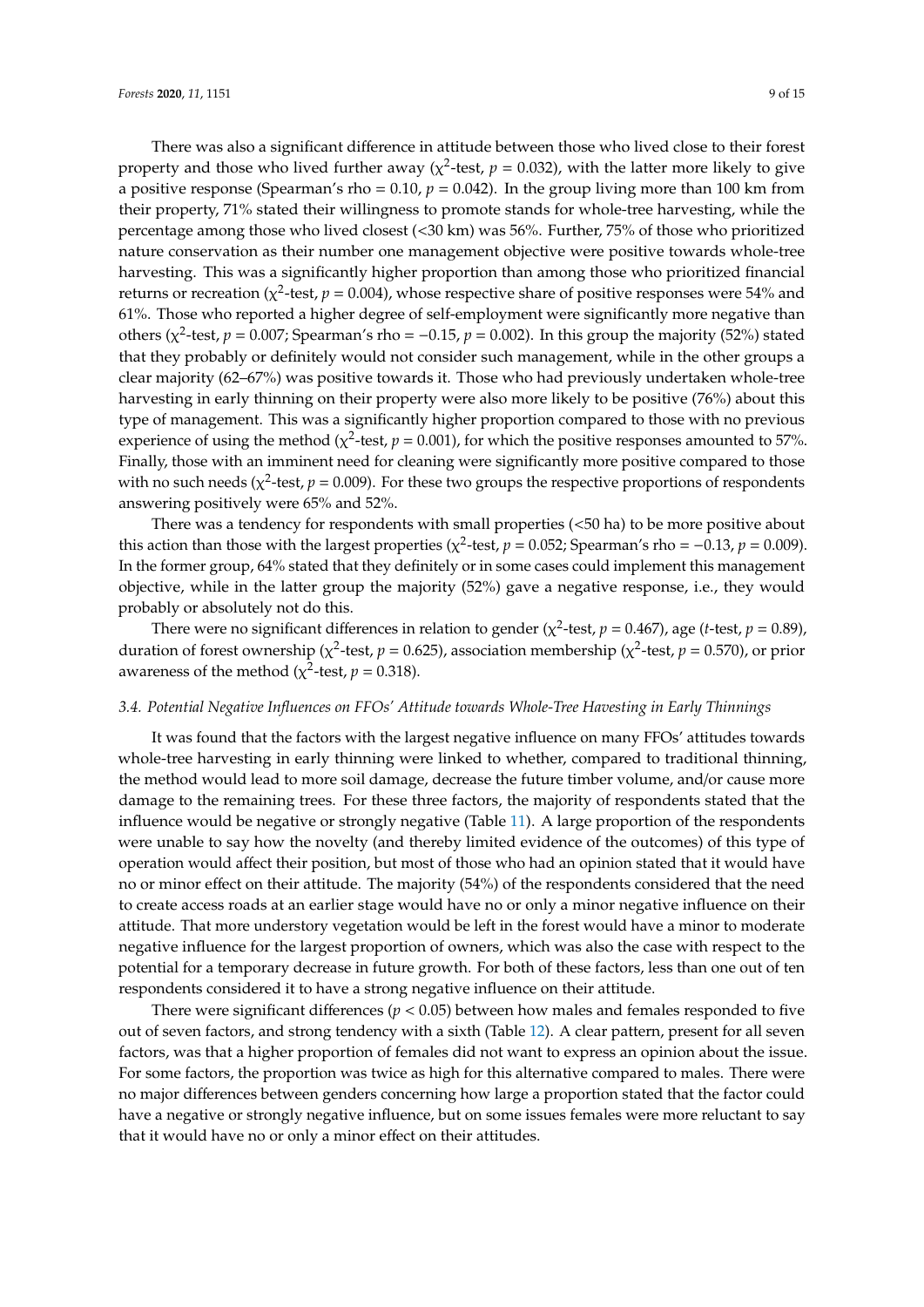There was also a significant difference in attitude between those who lived close to their forest property and those who lived further away ($\chi^2$-test, $p = 0.032$), with the latter more likely to give a positive response (Spearman's rho = 0.10, $p = 0.042$). In the group living more than 100 km from their property, 71% stated their willingness to promote stands for whole-tree harvesting, while the percentage among those who lived closest (<30 km) was 56%. Further, 75% of those who prioritized nature conservation as their number one management objective were positive towards whole-tree harvesting. This was a significantly higher proportion than among those who prioritized financial returns or recreation ($\chi^2$-test, $p = 0.004$), whose respective share of positive responses were 54% and 61%. Those who reported a higher degree of self-employment were significantly more negative than others ($\chi^2$-test, $p = 0.007$; Spearman's rho = −0.15, $p = 0.002$). In this group the majority (52%) stated that they probably or definitely would not consider such management, while in the other groups a clear majority (62–67%) was positive towards it. Those who had previously undertaken whole-tree harvesting in early thinning on their property were also more likely to be positive (76%) about this type of management. This was a significantly higher proportion compared to those with no previous experience of using the method ($\chi^2$-test, $p = 0.001$), for which the positive responses amounted to 57%. Finally, those with an imminent need for cleaning were significantly more positive compared to those with no such needs ($\chi^2$-test, $p = 0.009$). For these two groups the respective proportions of respondents answering positively were 65% and 52%.

There was a tendency for respondents with small properties (<50 ha) to be more positive about this action than those with the largest properties ($\chi^2$-test, $p = 0.052$; Spearman's rho = −0.13, $p = 0.009$). In the former group, 64% stated that they definitely or in some cases could implement this management objective, while in the latter group the majority (52%) gave a negative response, i.e., they would probably or absolutely not do this.

There were no significant differences in relation to gender ($\chi^2$-test, $p = 0.467$), age ($t$-test, $p = 0.89$), duration of forest ownership ($\chi^2$-test, $p = 0.625$), association membership ($\chi^2$-test, $p = 0.570$), or prior awareness of the method ($\chi^2$-test, $p = 0.318$).

### *3.4. Potential Negative Influences on FFOs' Attitude towards Whole-Tree Havesting in Early Thinnings*

It was found that the factors with the largest negative influence on many FFOs' attitudes towards whole-tree harvesting in early thinning were linked to whether, compared to traditional thinning, the method would lead to more soil damage, decrease the future timber volume, and/or cause more damage to the remaining trees. For these three factors, the majority of respondents stated that the influence would be negative or strongly negative (Table 11). A large proportion of the respondents were unable to say how the novelty (and thereby limited evidence of the outcomes) of this type of operation would affect their position, but most of those who had an opinion stated that it would have no or minor effect on their attitude. The majority (54%) of the respondents considered that the need to create access roads at an earlier stage would have no or only a minor negative influence on their attitude. That more understory vegetation would be left in the forest would have a minor to moderate negative influence for the largest proportion of owners, which was also the case with respect to the potential for a temporary decrease in future growth. For both of these factors, less than one out of ten respondents considered it to have a strong negative influence on their attitude.

There were significant differences ($p < 0.05$) between how males and females responded to five out of seven factors, and strong tendency with a sixth (Table 12). A clear pattern, present for all seven factors, was that a higher proportion of females did not want to express an opinion about the issue. For some factors, the proportion was twice as high for this alternative compared to males. There were no major differences between genders concerning how large a proportion stated that the factor could have a negative or strongly negative influence, but on some issues females were more reluctant to say that it would have no or only a minor effect on their attitudes.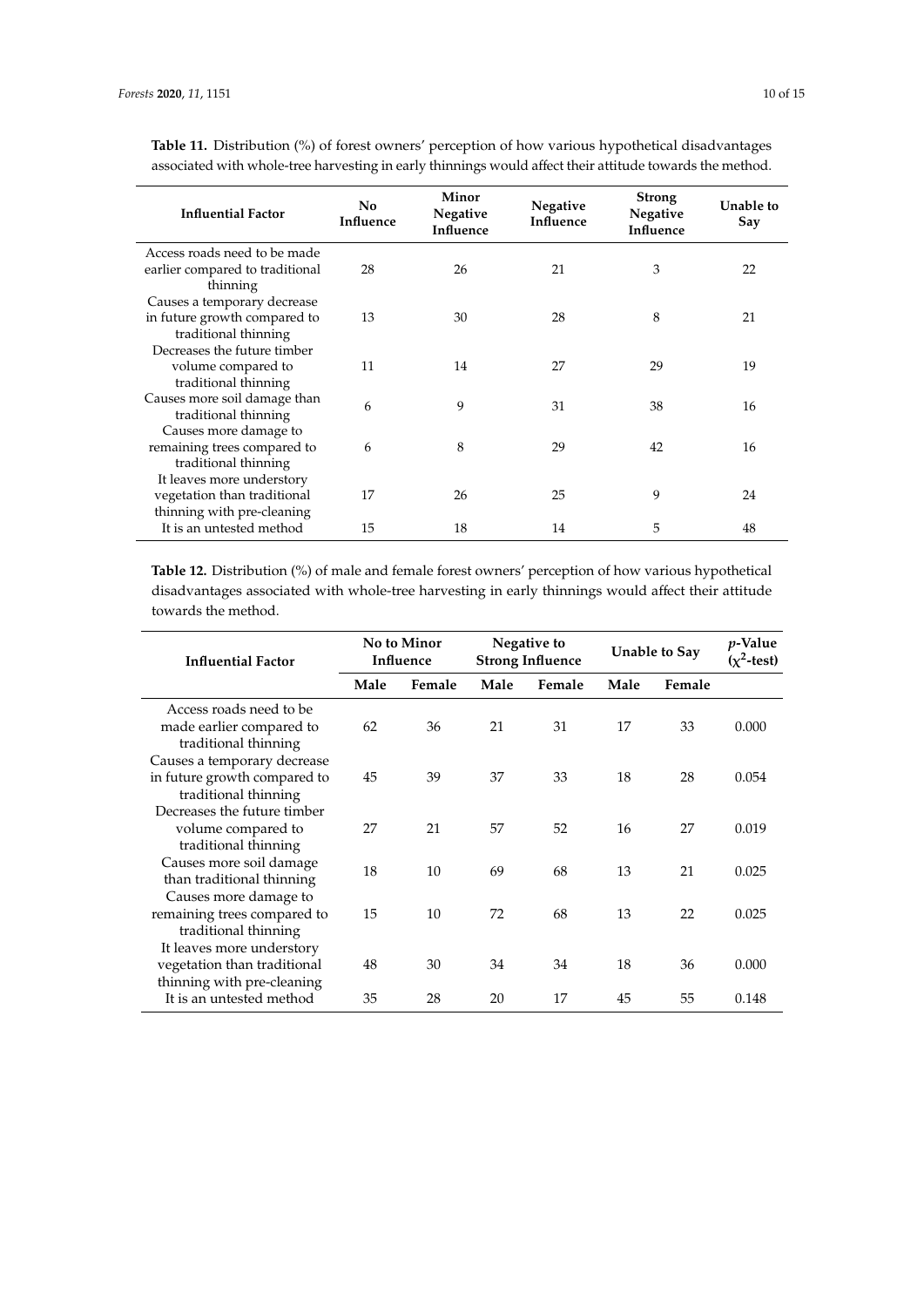**Table 11.** Distribution (%) of forest owners' perception of how various hypothetical disadvantages associated with whole-tree harvesting in early thinnings would affect their attitude towards the method.

| Influential Factor | No Influence | Minor Negative Influence | Negative Influence | Strong Negative Influence | Unable to Say |
|---|---|---|---|---|---|
| Access roads need to be made earlier compared to traditional thinning | 28 | 26 | 21 | 3 | 22 |
| Causes a temporary decrease in future growth compared to traditional thinning | 13 | 30 | 28 | 8 | 21 |
| Decreases the future timber volume compared to traditional thinning | 11 | 14 | 27 | 29 | 19 |
| Causes more soil damage than traditional thinning | 6 | 9 | 31 | 38 | 16 |
| Causes more damage to remaining trees compared to traditional thinning | 6 | 8 | 29 | 42 | 16 |
| It leaves more understory vegetation than traditional thinning with pre-cleaning | 17 | 26 | 25 | 9 | 24 |
| It is an untested method | 15 | 18 | 14 | 5 | 48 |

**Table 12.** Distribution (%) of male and female forest owners' perception of how various hypothetical disadvantages associated with whole-tree harvesting in early thinnings would affect their attitude towards the method.

| Influential Factor | No to Minor Influence | | Negative to Strong Influence | | Unable to Say | | *p*-Value ($\chi^2$-test) |
|---|---|---|---|---|---|---|---|
| | Male | Female | Male | Female | Male | Female | |
| Access roads need to be made earlier compared to traditional thinning | 62 | 36 | 21 | 31 | 17 | 33 | 0.000 |
| Causes a temporary decrease in future growth compared to traditional thinning | 45 | 39 | 37 | 33 | 18 | 28 | 0.054 |
| Decreases the future timber volume compared to traditional thinning | 27 | 21 | 57 | 52 | 16 | 27 | 0.019 |
| Causes more soil damage than traditional thinning | 18 | 10 | 69 | 68 | 13 | 21 | 0.025 |
| Causes more damage to remaining trees compared to traditional thinning | 15 | 10 | 72 | 68 | 13 | 22 | 0.025 |
| It leaves more understory vegetation than traditional thinning with pre-cleaning | 48 | 30 | 34 | 34 | 18 | 36 | 0.000 |
| It is an untested method | 35 | 28 | 20 | 17 | 45 | 55 | 0.148 |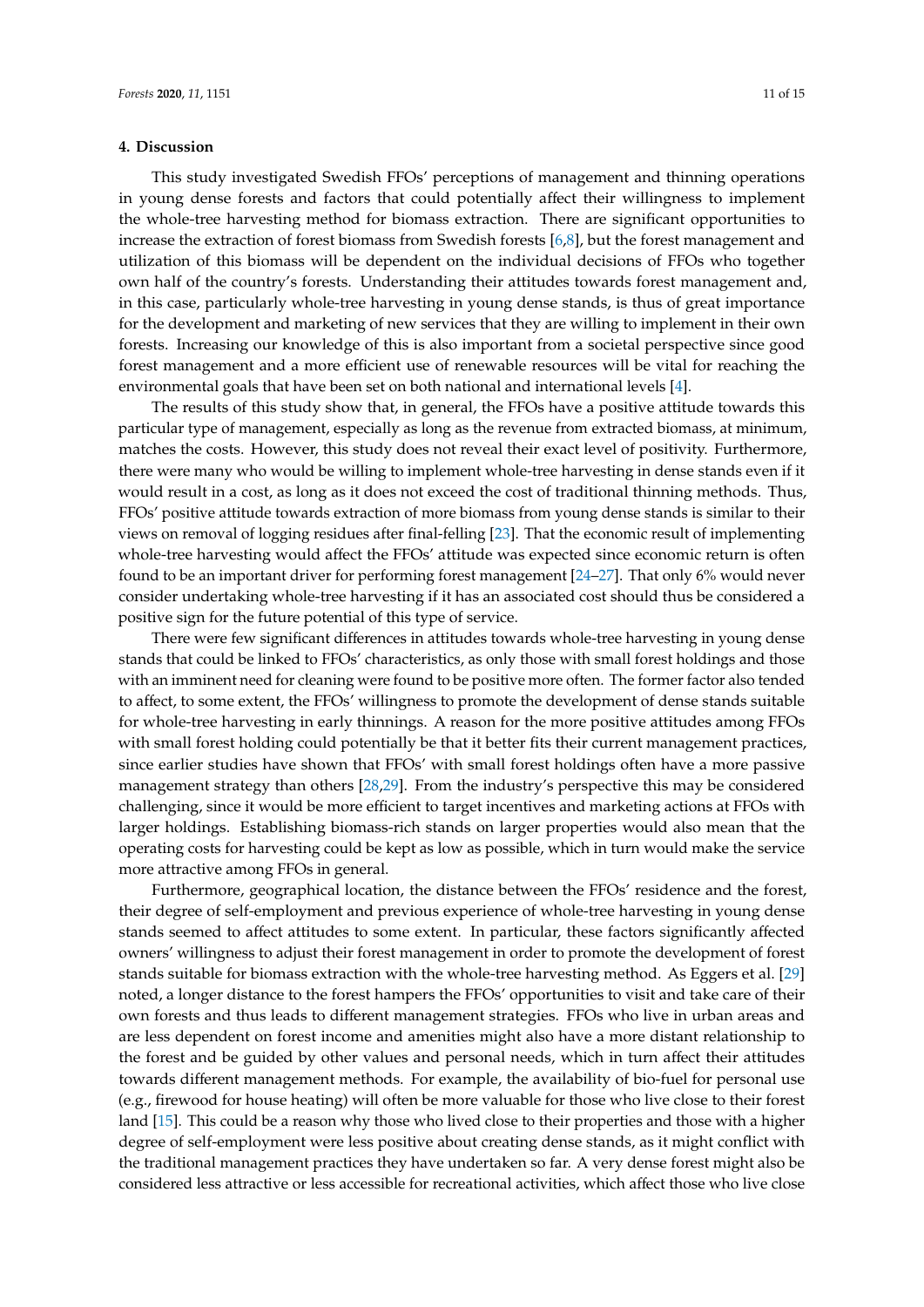## 4. Discussion

This study investigated Swedish FFOs' perceptions of management and thinning operations in young dense forests and factors that could potentially affect their willingness to implement the whole-tree harvesting method for biomass extraction. There are significant opportunities to increase the extraction of forest biomass from Swedish forests [6,8], but the forest management and utilization of this biomass will be dependent on the individual decisions of FFOs who together own half of the country's forests. Understanding their attitudes towards forest management and, in this case, particularly whole-tree harvesting in young dense stands, is thus of great importance for the development and marketing of new services that they are willing to implement in their own forests. Increasing our knowledge of this is also important from a societal perspective since good forest management and a more efficient use of renewable resources will be vital for reaching the environmental goals that have been set on both national and international levels [4].

The results of this study show that, in general, the FFOs have a positive attitude towards this particular type of management, especially as long as the revenue from extracted biomass, at minimum, matches the costs. However, this study does not reveal their exact level of positivity. Furthermore, there were many who would be willing to implement whole-tree harvesting in dense stands even if it would result in a cost, as long as it does not exceed the cost of traditional thinning methods. Thus, FFOs' positive attitude towards extraction of more biomass from young dense stands is similar to their views on removal of logging residues after final-felling [23]. That the economic result of implementing whole-tree harvesting would affect the FFOs' attitude was expected since economic return is often found to be an important driver for performing forest management [24–27]. That only 6% would never consider undertaking whole-tree harvesting if it has an associated cost should thus be considered a positive sign for the future potential of this type of service.

There were few significant differences in attitudes towards whole-tree harvesting in young dense stands that could be linked to FFOs' characteristics, as only those with small forest holdings and those with an imminent need for cleaning were found to be positive more often. The former factor also tended to affect, to some extent, the FFOs' willingness to promote the development of dense stands suitable for whole-tree harvesting in early thinnings. A reason for the more positive attitudes among FFOs with small forest holding could potentially be that it better fits their current management practices, since earlier studies have shown that FFOs' with small forest holdings often have a more passive management strategy than others [28,29]. From the industry's perspective this may be considered challenging, since it would be more efficient to target incentives and marketing actions at FFOs with larger holdings. Establishing biomass-rich stands on larger properties would also mean that the operating costs for harvesting could be kept as low as possible, which in turn would make the service more attractive among FFOs in general.

Furthermore, geographical location, the distance between the FFOs' residence and the forest, their degree of self-employment and previous experience of whole-tree harvesting in young dense stands seemed to affect attitudes to some extent. In particular, these factors significantly affected owners' willingness to adjust their forest management in order to promote the development of forest stands suitable for biomass extraction with the whole-tree harvesting method. As Eggers et al. [29] noted, a longer distance to the forest hampers the FFOs' opportunities to visit and take care of their own forests and thus leads to different management strategies. FFOs who live in urban areas and are less dependent on forest income and amenities might also have a more distant relationship to the forest and be guided by other values and personal needs, which in turn affect their attitudes towards different management methods. For example, the availability of bio-fuel for personal use (e.g., firewood for house heating) will often be more valuable for those who live close to their forest land [15]. This could be a reason why those who lived close to their properties and those with a higher degree of self-employment were less positive about creating dense stands, as it might conflict with the traditional management practices they have undertaken so far. A very dense forest might also be considered less attractive or less accessible for recreational activities, which affect those who live close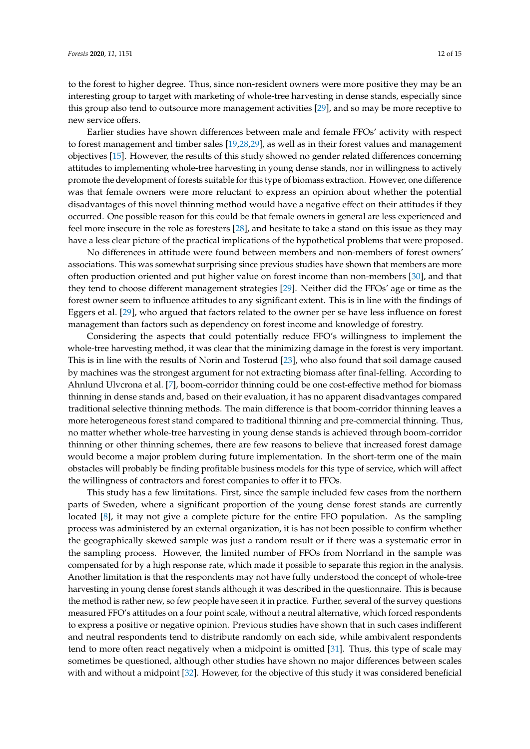to the forest to higher degree. Thus, since non-resident owners were more positive they may be an interesting group to target with marketing of whole-tree harvesting in dense stands, especially since this group also tend to outsource more management activities [29], and so may be more receptive to new service offers.

Earlier studies have shown differences between male and female FFOs' activity with respect to forest management and timber sales [19,28,29], as well as in their forest values and management objectives [15]. However, the results of this study showed no gender related differences concerning attitudes to implementing whole-tree harvesting in young dense stands, nor in willingness to actively promote the development of forests suitable for this type of biomass extraction. However, one difference was that female owners were more reluctant to express an opinion about whether the potential disadvantages of this novel thinning method would have a negative effect on their attitudes if they occurred. One possible reason for this could be that female owners in general are less experienced and feel more insecure in the role as foresters [28], and hesitate to take a stand on this issue as they may have a less clear picture of the practical implications of the hypothetical problems that were proposed.

No differences in attitude were found between members and non-members of forest owners' associations. This was somewhat surprising since previous studies have shown that members are more often production oriented and put higher value on forest income than non-members [30], and that they tend to choose different management strategies [29]. Neither did the FFOs' age or time as the forest owner seem to influence attitudes to any significant extent. This is in line with the findings of Eggers et al. [29], who argued that factors related to the owner per se have less influence on forest management than factors such as dependency on forest income and knowledge of forestry.

Considering the aspects that could potentially reduce FFO's willingness to implement the whole-tree harvesting method, it was clear that the minimizing damage in the forest is very important. This is in line with the results of Norin and Tosterud [23], who also found that soil damage caused by machines was the strongest argument for not extracting biomass after final-felling. According to Ahnlund Ulvcrona et al. [7], boom-corridor thinning could be one cost-effective method for biomass thinning in dense stands and, based on their evaluation, it has no apparent disadvantages compared traditional selective thinning methods. The main difference is that boom-corridor thinning leaves a more heterogeneous forest stand compared to traditional thinning and pre-commercial thinning. Thus, no matter whether whole-tree harvesting in young dense stands is achieved through boom-corridor thinning or other thinning schemes, there are few reasons to believe that increased forest damage would become a major problem during future implementation. In the short-term one of the main obstacles will probably be finding profitable business models for this type of service, which will affect the willingness of contractors and forest companies to offer it to FFOs.

This study has a few limitations. First, since the sample included few cases from the northern parts of Sweden, where a significant proportion of the young dense forest stands are currently located [8], it may not give a complete picture for the entire FFO population. As the sampling process was administered by an external organization, it is has not been possible to confirm whether the geographically skewed sample was just a random result or if there was a systematic error in the sampling process. However, the limited number of FFOs from Norrland in the sample was compensated for by a high response rate, which made it possible to separate this region in the analysis. Another limitation is that the respondents may not have fully understood the concept of whole-tree harvesting in young dense forest stands although it was described in the questionnaire. This is because the method is rather new, so few people have seen it in practice. Further, several of the survey questions measured FFO's attitudes on a four point scale, without a neutral alternative, which forced respondents to express a positive or negative opinion. Previous studies have shown that in such cases indifferent and neutral respondents tend to distribute randomly on each side, while ambivalent respondents tend to more often react negatively when a midpoint is omitted [31]. Thus, this type of scale may sometimes be questioned, although other studies have shown no major differences between scales with and without a midpoint [32]. However, for the objective of this study it was considered beneficial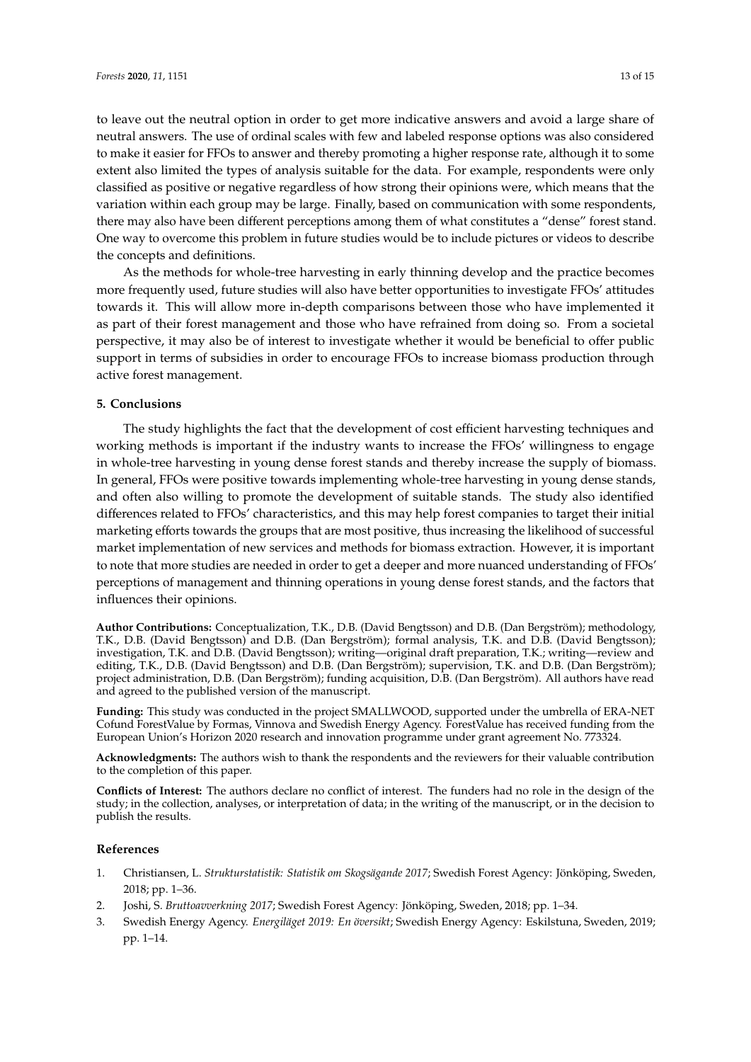to leave out the neutral option in order to get more indicative answers and avoid a large share of neutral answers. The use of ordinal scales with few and labeled response options was also considered to make it easier for FFOs to answer and thereby promoting a higher response rate, although it to some extent also limited the types of analysis suitable for the data. For example, respondents were only classified as positive or negative regardless of how strong their opinions were, which means that the variation within each group may be large. Finally, based on communication with some respondents, there may also have been different perceptions among them of what constitutes a "dense" forest stand. One way to overcome this problem in future studies would be to include pictures or videos to describe the concepts and definitions.

As the methods for whole-tree harvesting in early thinning develop and the practice becomes more frequently used, future studies will also have better opportunities to investigate FFOs' attitudes towards it. This will allow more in-depth comparisons between those who have implemented it as part of their forest management and those who have refrained from doing so. From a societal perspective, it may also be of interest to investigate whether it would be beneficial to offer public support in terms of subsidies in order to encourage FFOs to increase biomass production through active forest management.

## 5. Conclusions

The study highlights the fact that the development of cost efficient harvesting techniques and working methods is important if the industry wants to increase the FFOs' willingness to engage in whole-tree harvesting in young dense forest stands and thereby increase the supply of biomass. In general, FFOs were positive towards implementing whole-tree harvesting in young dense stands, and often also willing to promote the development of suitable stands. The study also identified differences related to FFOs' characteristics, and this may help forest companies to target their initial marketing efforts towards the groups that are most positive, thus increasing the likelihood of successful market implementation of new services and methods for biomass extraction. However, it is important to note that more studies are needed in order to get a deeper and more nuanced understanding of FFOs' perceptions of management and thinning operations in young dense forest stands, and the factors that influences their opinions.

**Author Contributions:** Conceptualization, T.K., D.B. (David Bengtsson) and D.B. (Dan Bergström); methodology, T.K., D.B. (David Bengtsson) and D.B. (Dan Bergström); formal analysis, T.K. and D.B. (David Bengtsson); investigation, T.K. and D.B. (David Bengtsson); writing—original draft preparation, T.K.; writing—review and editing, T.K., D.B. (David Bengtsson) and D.B. (Dan Bergström); supervision, T.K. and D.B. (Dan Bergström); project administration, D.B. (Dan Bergström); funding acquisition, D.B. (Dan Bergström). All authors have read and agreed to the published version of the manuscript.

**Funding:** This study was conducted in the project SMALLWOOD, supported under the umbrella of ERA-NET Cofund ForestValue by Formas, Vinnova and Swedish Energy Agency. ForestValue has received funding from the European Union's Horizon 2020 research and innovation programme under grant agreement No. 773324.

**Acknowledgments:** The authors wish to thank the respondents and the reviewers for their valuable contribution to the completion of this paper.

**Conflicts of Interest:** The authors declare no conflict of interest. The funders had no role in the design of the study; in the collection, analyses, or interpretation of data; in the writing of the manuscript, or in the decision to publish the results.

## References

1. Christiansen, L. *Strukturstatistik: Statistik om Skogsägande 2017*; Swedish Forest Agency: Jönköping, Sweden, 2018; pp. 1–36.
2. Joshi, S. *Bruttoavverkning 2017*; Swedish Forest Agency: Jönköping, Sweden, 2018; pp. 1–34.
3. Swedish Energy Agency. *Energiläget 2019: En översikt*; Swedish Energy Agency: Eskilstuna, Sweden, 2019; pp. 1–14.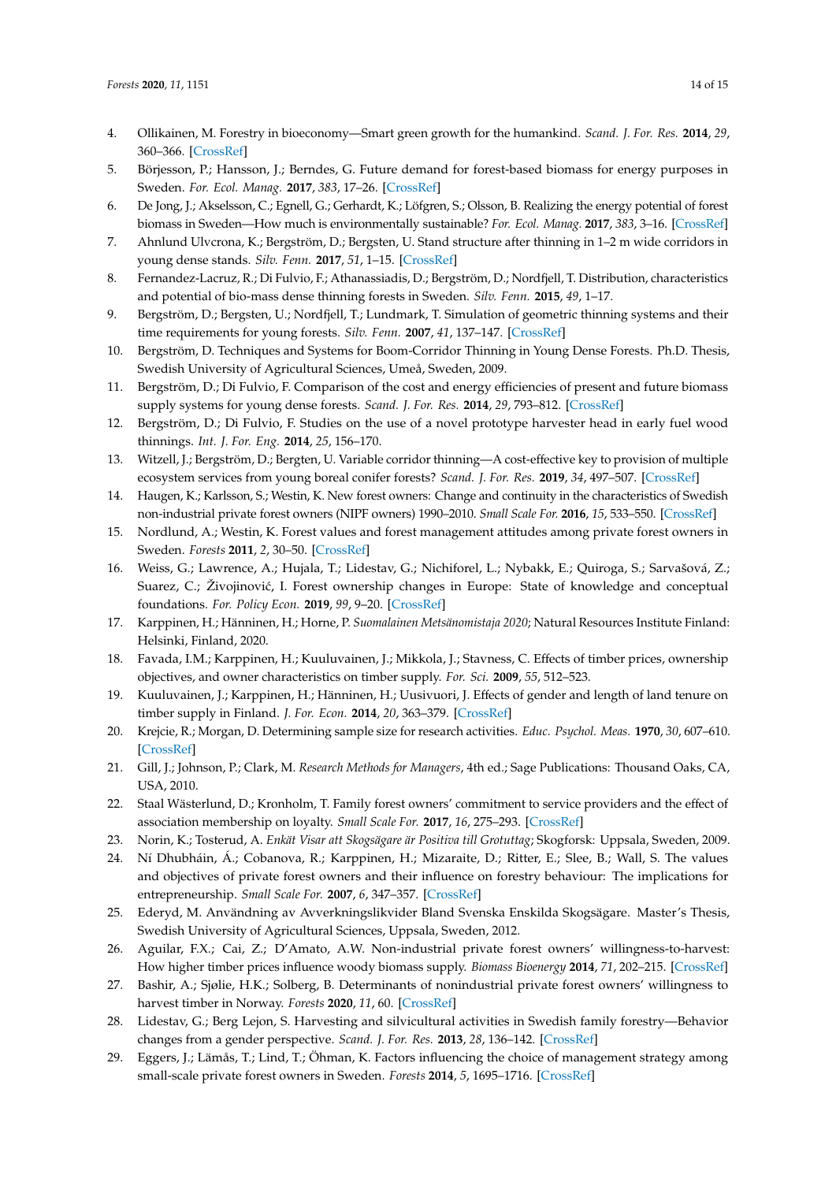4. Ollikainen, M. Forestry in bioeconomy—Smart green growth for the humankind. *Scand. J. For. Res.* **2014**, *29*, 360–366. [CrossRef]
5. Börjesson, P.; Hansson, J.; Berndes, G. Future demand for forest-based biomass for energy purposes in Sweden. *For. Ecol. Manag.* **2017**, *383*, 17–26. [CrossRef]
6. De Jong, J.; Akselsson, C.; Egnell, G.; Gerhardt, K.; Löfgren, S.; Olsson, B. Realizing the energy potential of forest biomass in Sweden—How much is environmentally sustainable? *For. Ecol. Manag.* **2017**, *383*, 3–16. [CrossRef]
7. Ahnlund Ulvcrona, K.; Bergström, D.; Bergsten, U. Stand structure after thinning in 1–2 m wide corridors in young dense stands. *Silv. Fenn.* **2017**, *51*, 1–15. [CrossRef]
8. Fernandez-Lacruz, R.; Di Fulvio, F.; Athanassiadis, D.; Bergström, D.; Nordfjell, T. Distribution, characteristics and potential of bio-mass dense thinning forests in Sweden. *Silv. Fenn.* **2015**, *49*, 1–17.
9. Bergström, D.; Bergsten, U.; Nordfjell, T.; Lundmark, T. Simulation of geometric thinning systems and their time requirements for young forests. *Silv. Fenn.* **2007**, *41*, 137–147. [CrossRef]
10. Bergström, D. Techniques and Systems for Boom-Corridor Thinning in Young Dense Forests. Ph.D. Thesis, Swedish University of Agricultural Sciences, Umeå, Sweden, 2009.
11. Bergström, D.; Di Fulvio, F. Comparison of the cost and energy efficiencies of present and future biomass supply systems for young dense forests. *Scand. J. For. Res.* **2014**, *29*, 793–812. [CrossRef]
12. Bergström, D.; Di Fulvio, F. Studies on the use of a novel prototype harvester head in early fuel wood thinnings. *Int. J. For. Eng.* **2014**, *25*, 156–170.
13. Witzell, J.; Bergström, D.; Bergten, U. Variable corridor thinning—A cost-effective key to provision of multiple ecosystem services from young boreal conifer forests? *Scand. J. For. Res.* **2019**, *34*, 497–507. [CrossRef]
14. Haugen, K.; Karlsson, S.; Westin, K. New forest owners: Change and continuity in the characteristics of Swedish non-industrial private forest owners (NIPF owners) 1990–2010. *Small Scale For.* **2016**, *15*, 533–550. [CrossRef]
15. Nordlund, A.; Westin, K. Forest values and forest management attitudes among private forest owners in Sweden. *Forests* **2011**, *2*, 30–50. [CrossRef]
16. Weiss, G.; Lawrence, A.; Hujala, T.; Lidestav, G.; Nichiforel, L.; Nybakk, E.; Quiroga, S.; Sarvašová, Z.; Suarez, C.; Živojinović, I. Forest ownership changes in Europe: State of knowledge and conceptual foundations. *For. Policy Econ.* **2019**, *99*, 9–20. [CrossRef]
17. Karppinen, H.; Hänninen, H.; Horne, P. *Suomalainen Metsänomistaja 2020*; Natural Resources Institute Finland: Helsinki, Finland, 2020.
18. Favada, I.M.; Karppinen, H.; Kuuluvainen, J.; Mikkola, J.; Stavness, C. Effects of timber prices, ownership objectives, and owner characteristics on timber supply. *For. Sci.* **2009**, *55*, 512–523.
19. Kuuluvainen, J.; Karppinen, H.; Hänninen, H.; Uusivuori, J. Effects of gender and length of land tenure on timber supply in Finland. *J. For. Econ.* **2014**, *20*, 363–379. [CrossRef]
20. Krejcie, R.; Morgan, D. Determining sample size for research activities. *Educ. Psychol. Meas.* **1970**, *30*, 607–610. [CrossRef]
21. Gill, J.; Johnson, P.; Clark, M. *Research Methods for Managers*, 4th ed.; Sage Publications: Thousand Oaks, CA, USA, 2010.
22. Staal Wästerlund, D.; Kronholm, T. Family forest owners' commitment to service providers and the effect of association membership on loyalty. *Small Scale For.* **2017**, *16*, 275–293. [CrossRef]
23. Norin, K.; Tosterud, A. *Enkät Visar att Skogsägare är Positiva till Grotuttag*; Skogforsk: Uppsala, Sweden, 2009.
24. Ní Dhubháin, Á.; Cobanova, R.; Karppinen, H.; Mizaraite, D.; Ritter, E.; Slee, B.; Wall, S. The values and objectives of private forest owners and their influence on forestry behaviour: The implications for entrepreneurship. *Small Scale For.* **2007**, *6*, 347–357. [CrossRef]
25. Ederyd, M. Användning av Avverkningslikvider Bland Svenska Enskilda Skogsägare. Master's Thesis, Swedish University of Agricultural Sciences, Uppsala, Sweden, 2012.
26. Aguilar, F.X.; Cai, Z.; D'Amato, A.W. Non-industrial private forest owners' willingness-to-harvest: How higher timber prices influence woody biomass supply. *Biomass Bioenergy* **2014**, *71*, 202–215. [CrossRef]
27. Bashir, A.; Sjølie, H.K.; Solberg, B. Determinants of nonindustrial private forest owners' willingness to harvest timber in Norway. *Forests* **2020**, *11*, 60. [CrossRef]
28. Lidestav, G.; Berg Lejon, S. Harvesting and silvicultural activities in Swedish family forestry—Behavior changes from a gender perspective. *Scand. J. For. Res.* **2013**, *28*, 136–142. [CrossRef]
29. Eggers, J.; Lämås, T.; Lind, T.; Öhman, K. Factors influencing the choice of management strategy among small-scale private forest owners in Sweden. *Forests* **2014**, *5*, 1695–1716. [CrossRef]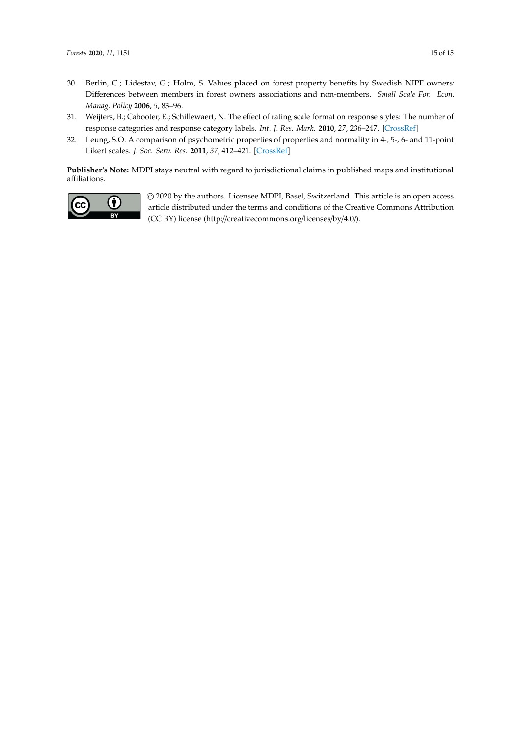30. Berlin, C.; Lidestav, G.; Holm, S. Values placed on forest property benefits by Swedish NIPF owners: Differences between members in forest owners associations and non-members. *Small Scale For. Econ. Manag. Policy* **2006**, *5*, 83–96.
31. Weijters, B.; Cabooter, E.; Schillewaert, N. The effect of rating scale format on response styles: The number of response categories and response category labels. *Int. J. Res. Mark.* **2010**, *27*, 236–247. [CrossRef]
32. Leung, S.O. A comparison of psychometric properties of properties and normality in 4-, 5-, 6- and 11-point Likert scales. *J. Soc. Serv. Res.* **2011**, *37*, 412–421. [CrossRef]

**Publisher's Note:** MDPI stays neutral with regard to jurisdictional claims in published maps and institutional affiliations.

© 2020 by the authors. Licensee MDPI, Basel, Switzerland. This article is an open access article distributed under the terms and conditions of the Creative Commons Attribution (CC BY) license (http://creativecommons.org/licenses/by/4.0/).